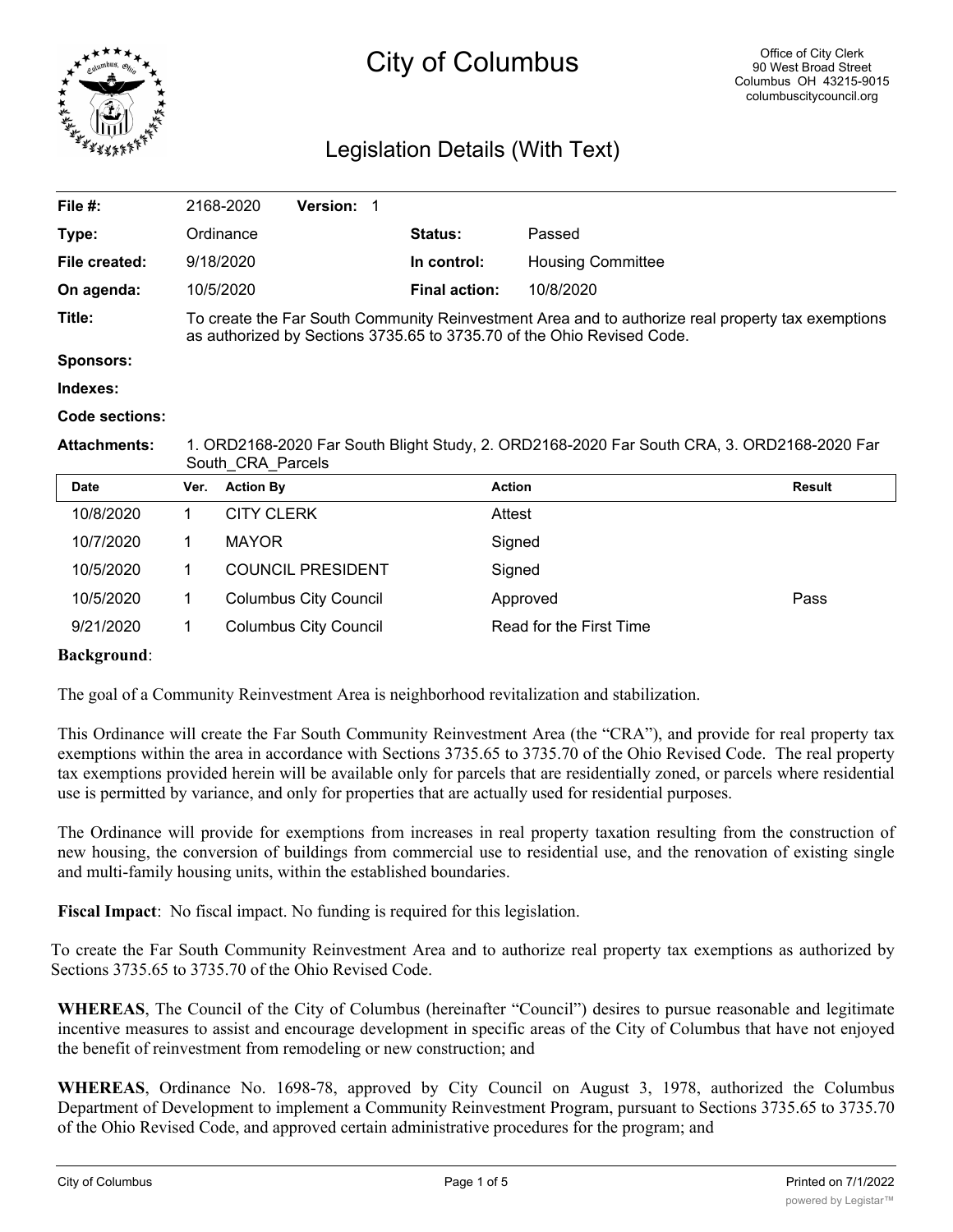# City of Columbus

Office of City Clerk
90 West Broad Street
Columbus OH 43215-9015
columbuscitycouncil.org

## Legislation Details (With Text)

| | | | |
|---|---|---|---|
| **File #:** | 2168-2020 **Version:** 1 | | |
| **Type:** | Ordinance | **Status:** | Passed |
| **File created:** | 9/18/2020 | **In control:** | Housing Committee |
| **On agenda:** | 10/5/2020 | **Final action:** | 10/8/2020 |
| **Title:** | To create the Far South Community Reinvestment Area and to authorize real property tax exemptions as authorized by Sections 3735.65 to 3735.70 of the Ohio Revised Code. | | |
| **Sponsors:** | | | |
| **Indexes:** | | | |
| **Code sections:** | | | |
| **Attachments:** | 1. ORD2168-2020 Far South Blight Study, 2. ORD2168-2020 Far South CRA, 3. ORD2168-2020 Far South_CRA_Parcels | | |

| Date | Ver. | Action By | Action | Result |
|---|---|---|---|---|
| 10/8/2020 | 1 | CITY CLERK | Attest | |
| 10/7/2020 | 1 | MAYOR | Signed | |
| 10/5/2020 | 1 | COUNCIL PRESIDENT | Signed | |
| 10/5/2020 | 1 | Columbus City Council | Approved | Pass |
| 9/21/2020 | 1 | Columbus City Council | Read for the First Time | |

**Background**:

The goal of a Community Reinvestment Area is neighborhood revitalization and stabilization.

This Ordinance will create the Far South Community Reinvestment Area (the "CRA"), and provide for real property tax exemptions within the area in accordance with Sections 3735.65 to 3735.70 of the Ohio Revised Code. The real property tax exemptions provided herein will be available only for parcels that are residentially zoned, or parcels where residential use is permitted by variance, and only for properties that are actually used for residential purposes.

The Ordinance will provide for exemptions from increases in real property taxation resulting from the construction of new housing, the conversion of buildings from commercial use to residential use, and the renovation of existing single and multi-family housing units, within the established boundaries.

**Fiscal Impact**: No fiscal impact. No funding is required for this legislation.

To create the Far South Community Reinvestment Area and to authorize real property tax exemptions as authorized by Sections 3735.65 to 3735.70 of the Ohio Revised Code.

**WHEREAS**, The Council of the City of Columbus (hereinafter "Council") desires to pursue reasonable and legitimate incentive measures to assist and encourage development in specific areas of the City of Columbus that have not enjoyed the benefit of reinvestment from remodeling or new construction; and

**WHEREAS**, Ordinance No. 1698-78, approved by City Council on August 3, 1978, authorized the Columbus Department of Development to implement a Community Reinvestment Program, pursuant to Sections 3735.65 to 3735.70 of the Ohio Revised Code, and approved certain administrative procedures for the program; and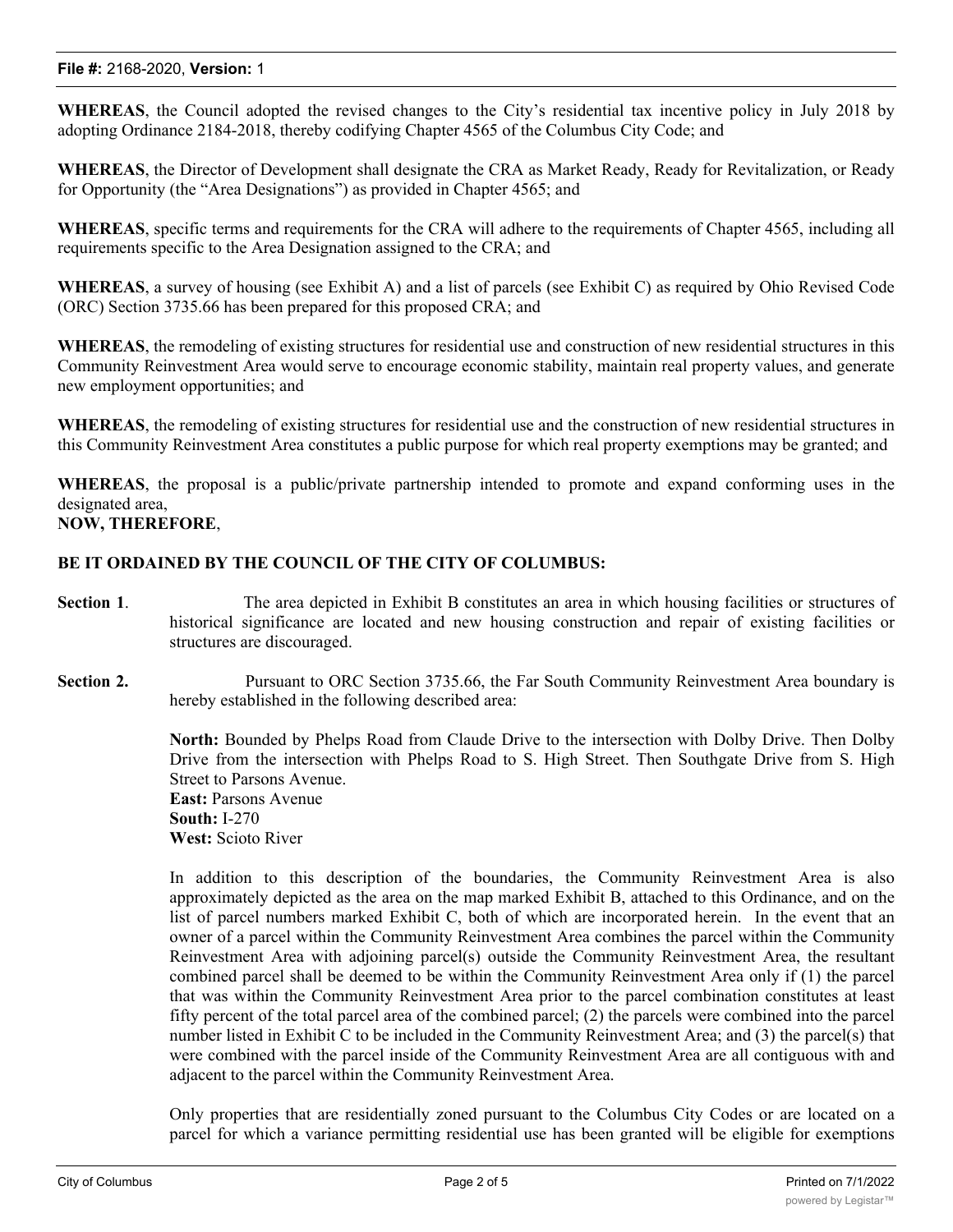**WHEREAS**, the Council adopted the revised changes to the City's residential tax incentive policy in July 2018 by adopting Ordinance 2184-2018, thereby codifying Chapter 4565 of the Columbus City Code; and

**WHEREAS**, the Director of Development shall designate the CRA as Market Ready, Ready for Revitalization, or Ready for Opportunity (the "Area Designations") as provided in Chapter 4565; and

**WHEREAS**, specific terms and requirements for the CRA will adhere to the requirements of Chapter 4565, including all requirements specific to the Area Designation assigned to the CRA; and

**WHEREAS**, a survey of housing (see Exhibit A) and a list of parcels (see Exhibit C) as required by Ohio Revised Code (ORC) Section 3735.66 has been prepared for this proposed CRA; and

**WHEREAS**, the remodeling of existing structures for residential use and construction of new residential structures in this Community Reinvestment Area would serve to encourage economic stability, maintain real property values, and generate new employment opportunities; and

**WHEREAS**, the remodeling of existing structures for residential use and the construction of new residential structures in this Community Reinvestment Area constitutes a public purpose for which real property exemptions may be granted; and

**WHEREAS**, the proposal is a public/private partnership intended to promote and expand conforming uses in the designated area,

**NOW, THEREFORE**,

**BE IT ORDAINED BY THE COUNCIL OF THE CITY OF COLUMBUS:**

**Section 1**. The area depicted in Exhibit B constitutes an area in which housing facilities or structures of historical significance are located and new housing construction and repair of existing facilities or structures are discouraged.

**Section 2.** Pursuant to ORC Section 3735.66, the Far South Community Reinvestment Area boundary is hereby established in the following described area:

**North:** Bounded by Phelps Road from Claude Drive to the intersection with Dolby Drive. Then Dolby Drive from the intersection with Phelps Road to S. High Street. Then Southgate Drive from S. High Street to Parsons Avenue.
**East:** Parsons Avenue
**South:** I-270
**West:** Scioto River

In addition to this description of the boundaries, the Community Reinvestment Area is also approximately depicted as the area on the map marked Exhibit B, attached to this Ordinance, and on the list of parcel numbers marked Exhibit C, both of which are incorporated herein. In the event that an owner of a parcel within the Community Reinvestment Area combines the parcel within the Community Reinvestment Area with adjoining parcel(s) outside the Community Reinvestment Area, the resultant combined parcel shall be deemed to be within the Community Reinvestment Area only if (1) the parcel that was within the Community Reinvestment Area prior to the parcel combination constitutes at least fifty percent of the total parcel area of the combined parcel; (2) the parcels were combined into the parcel number listed in Exhibit C to be included in the Community Reinvestment Area; and (3) the parcel(s) that were combined with the parcel inside of the Community Reinvestment Area are all contiguous with and adjacent to the parcel within the Community Reinvestment Area.

Only properties that are residentially zoned pursuant to the Columbus City Codes or are located on a parcel for which a variance permitting residential use has been granted will be eligible for exemptions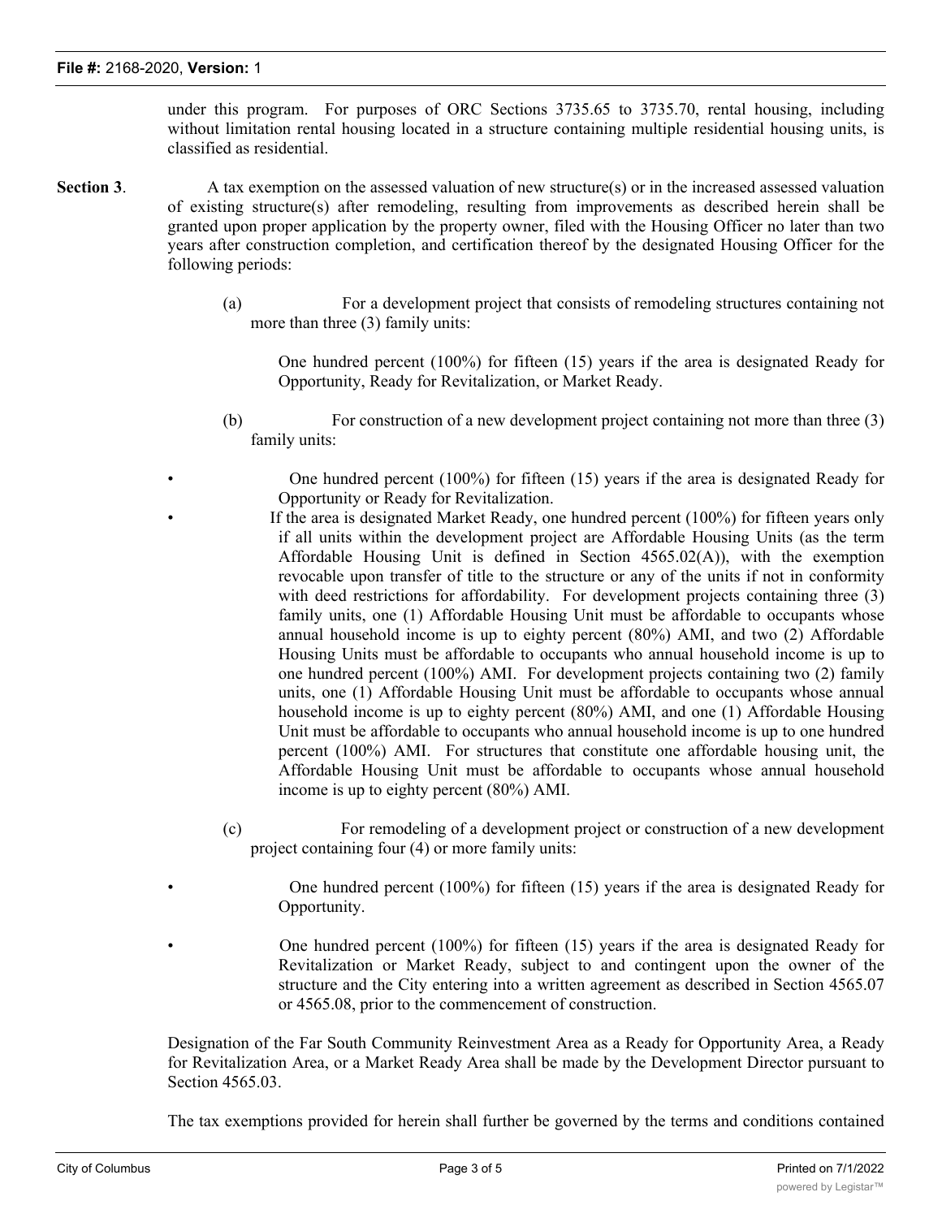under this program. For purposes of ORC Sections 3735.65 to 3735.70, rental housing, including without limitation rental housing located in a structure containing multiple residential housing units, is classified as residential.

**Section 3**. A tax exemption on the assessed valuation of new structure(s) or in the increased assessed valuation of existing structure(s) after remodeling, resulting from improvements as described herein shall be granted upon proper application by the property owner, filed with the Housing Officer no later than two years after construction completion, and certification thereof by the designated Housing Officer for the following periods:

(a) For a development project that consists of remodeling structures containing not more than three (3) family units:

One hundred percent (100%) for fifteen (15) years if the area is designated Ready for Opportunity, Ready for Revitalization, or Market Ready.

(b) For construction of a new development project containing not more than three (3) family units:

- One hundred percent (100%) for fifteen (15) years if the area is designated Ready for Opportunity or Ready for Revitalization.
- If the area is designated Market Ready, one hundred percent (100%) for fifteen years only if all units within the development project are Affordable Housing Units (as the term Affordable Housing Unit is defined in Section 4565.02(A)), with the exemption revocable upon transfer of title to the structure or any of the units if not in conformity with deed restrictions for affordability. For development projects containing three (3) family units, one (1) Affordable Housing Unit must be affordable to occupants whose annual household income is up to eighty percent (80%) AMI, and two (2) Affordable Housing Units must be affordable to occupants who annual household income is up to one hundred percent (100%) AMI. For development projects containing two (2) family units, one (1) Affordable Housing Unit must be affordable to occupants whose annual household income is up to eighty percent (80%) AMI, and one (1) Affordable Housing Unit must be affordable to occupants who annual household income is up to one hundred percent (100%) AMI. For structures that constitute one affordable housing unit, the Affordable Housing Unit must be affordable to occupants whose annual household income is up to eighty percent (80%) AMI.

(c) For remodeling of a development project or construction of a new development project containing four (4) or more family units:

- One hundred percent (100%) for fifteen (15) years if the area is designated Ready for Opportunity.
- One hundred percent (100%) for fifteen (15) years if the area is designated Ready for Revitalization or Market Ready, subject to and contingent upon the owner of the structure and the City entering into a written agreement as described in Section 4565.07 or 4565.08, prior to the commencement of construction.

Designation of the Far South Community Reinvestment Area as a Ready for Opportunity Area, a Ready for Revitalization Area, or a Market Ready Area shall be made by the Development Director pursuant to Section 4565.03.

The tax exemptions provided for herein shall further be governed by the terms and conditions contained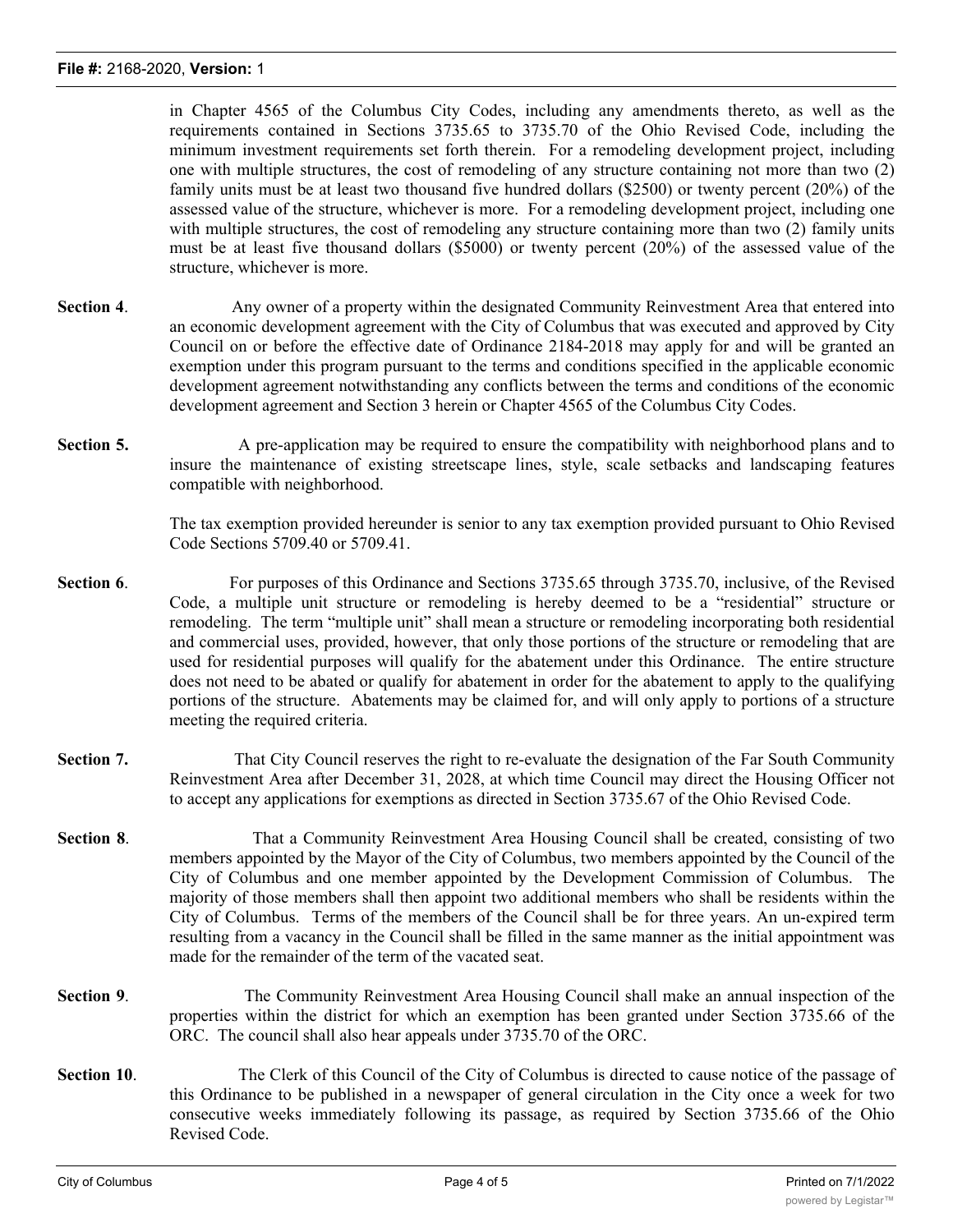in Chapter 4565 of the Columbus City Codes, including any amendments thereto, as well as the requirements contained in Sections 3735.65 to 3735.70 of the Ohio Revised Code, including the minimum investment requirements set forth therein. For a remodeling development project, including one with multiple structures, the cost of remodeling of any structure containing not more than two (2) family units must be at least two thousand five hundred dollars ($2500) or twenty percent (20%) of the assessed value of the structure, whichever is more. For a remodeling development project, including one with multiple structures, the cost of remodeling any structure containing more than two (2) family units must be at least five thousand dollars ($5000) or twenty percent (20%) of the assessed value of the structure, whichever is more.

**Section 4**. Any owner of a property within the designated Community Reinvestment Area that entered into an economic development agreement with the City of Columbus that was executed and approved by City Council on or before the effective date of Ordinance 2184-2018 may apply for and will be granted an exemption under this program pursuant to the terms and conditions specified in the applicable economic development agreement notwithstanding any conflicts between the terms and conditions of the economic development agreement and Section 3 herein or Chapter 4565 of the Columbus City Codes.

**Section 5.** A pre-application may be required to ensure the compatibility with neighborhood plans and to insure the maintenance of existing streetscape lines, style, scale setbacks and landscaping features compatible with neighborhood.

The tax exemption provided hereunder is senior to any tax exemption provided pursuant to Ohio Revised Code Sections 5709.40 or 5709.41.

**Section 6**. For purposes of this Ordinance and Sections 3735.65 through 3735.70, inclusive, of the Revised Code, a multiple unit structure or remodeling is hereby deemed to be a "residential" structure or remodeling. The term "multiple unit" shall mean a structure or remodeling incorporating both residential and commercial uses, provided, however, that only those portions of the structure or remodeling that are used for residential purposes will qualify for the abatement under this Ordinance. The entire structure does not need to be abated or qualify for abatement in order for the abatement to apply to the qualifying portions of the structure. Abatements may be claimed for, and will only apply to portions of a structure meeting the required criteria.

**Section 7.** That City Council reserves the right to re-evaluate the designation of the Far South Community Reinvestment Area after December 31, 2028, at which time Council may direct the Housing Officer not to accept any applications for exemptions as directed in Section 3735.67 of the Ohio Revised Code.

**Section 8**. That a Community Reinvestment Area Housing Council shall be created, consisting of two members appointed by the Mayor of the City of Columbus, two members appointed by the Council of the City of Columbus and one member appointed by the Development Commission of Columbus. The majority of those members shall then appoint two additional members who shall be residents within the City of Columbus. Terms of the members of the Council shall be for three years. An un-expired term resulting from a vacancy in the Council shall be filled in the same manner as the initial appointment was made for the remainder of the term of the vacated seat.

**Section 9**. The Community Reinvestment Area Housing Council shall make an annual inspection of the properties within the district for which an exemption has been granted under Section 3735.66 of the ORC. The council shall also hear appeals under 3735.70 of the ORC.

**Section 10**. The Clerk of this Council of the City of Columbus is directed to cause notice of the passage of this Ordinance to be published in a newspaper of general circulation in the City once a week for two consecutive weeks immediately following its passage, as required by Section 3735.66 of the Ohio Revised Code.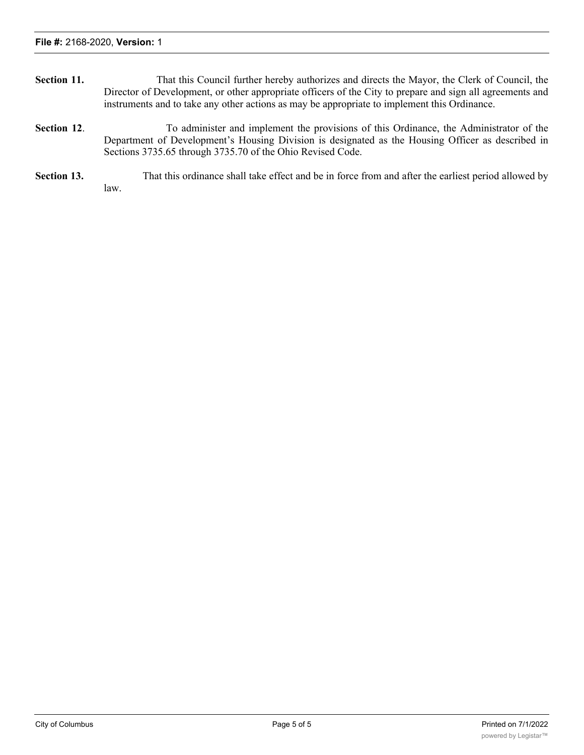**Section 11.** That this Council further hereby authorizes and directs the Mayor, the Clerk of Council, the Director of Development, or other appropriate officers of the City to prepare and sign all agreements and instruments and to take any other actions as may be appropriate to implement this Ordinance.

**Section 12**. To administer and implement the provisions of this Ordinance, the Administrator of the Department of Development's Housing Division is designated as the Housing Officer as described in Sections 3735.65 through 3735.70 of the Ohio Revised Code.

**Section 13.** That this ordinance shall take effect and be in force from and after the earliest period allowed by law.